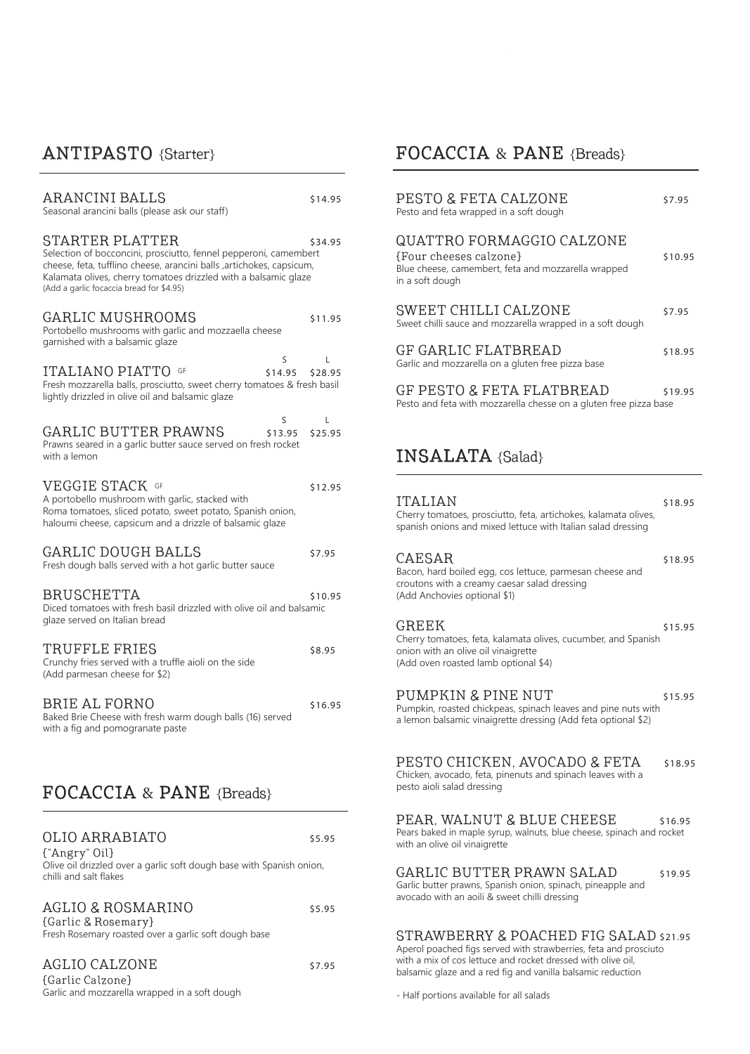## ANTIPASTO {Starter}

**ARANCINI BALLS** $14.95
Seasonal arancini balls (please ask our staff)

**STARTER PLATTER** $34.95
Selection of bocconcini, prosciutto, fennel pepperoni, camembert cheese, feta, tufflino cheese, arancini balls ,artichokes, capsicum, Kalamata olives, cherry tomatoes drizzled with a balsamic glaze
(Add a garlic focaccia bread for $4.95)

**GARLIC MUSHROOMS** $11.95
Portobello mushrooms with garlic and mozzaella cheese garnished with a balsamic glaze

**ITALIANO PIATTO** GF — S $14.95 / L $28.95
Fresh mozzarella balls, prosciutto, sweet cherry tomatoes & fresh basil lightly drizzled in olive oil and balsamic glaze

**GARLIC BUTTER PRAWNS** — S $13.95 / L $25.95
Prawns seared in a garlic butter sauce served on fresh rocket with a lemon

**VEGGIE STACK** GF $12.95
A portobello mushroom with garlic, stacked with Roma tomatoes, sliced potato, sweet potato, Spanish onion, haloumi cheese, capsicum and a drizzle of balsamic glaze

**GARLIC DOUGH BALLS** $7.95
Fresh dough balls served with a hot garlic butter sauce

**BRUSCHETTA** $10.95
Diced tomatoes with fresh basil drizzled with olive oil and balsamic glaze served on Italian bread

**TRUFFLE FRIES** $8.95
Crunchy fries served with a truffle aioli on the side
(Add parmesan cheese for $2)

**BRIE AL FORNO** $16.95
Baked Brie Cheese with fresh warm dough balls (16) served with a fig and pomogranate paste

## FOCACCIA & PANE {Breads}

**OLIO ARRABIATO** $5.95
{"Angry" Oil}
Olive oil drizzled over a garlic soft dough base with Spanish onion, chilli and salt flakes

**AGLIO & ROSMARINO** $5.95
{Garlic & Rosemary}
Fresh Rosemary roasted over a garlic soft dough base

**AGLIO CALZONE** $7.95
{Garlic Calzone}
Garlic and mozzarella wrapped in a soft dough

## FOCACCIA & PANE {Breads}

**PESTO & FETA CALZONE** $7.95
Pesto and feta wrapped in a soft dough

**QUATTRO FORMAGGIO CALZONE** $10.95
{Four cheeses calzone}
Blue cheese, camembert, feta and mozzarella wrapped in a soft dough

**SWEET CHILLI CALZONE** $7.95
Sweet chilli sauce and mozzarella wrapped in a soft dough

**GF GARLIC FLATBREAD** $18.95
Garlic and mozzarella on a gluten free pizza base

**GF PESTO & FETA FLATBREAD** $19.95
Pesto and feta with mozzarella chesse on a gluten free pizza base

## INSALATA {Salad}

**ITALIAN** $18.95
Cherry tomatoes, prosciutto, feta, artichokes, kalamata olives, spanish onions and mixed lettuce with Italian salad dressing

**CAESAR** $18.95
Bacon, hard boiled egg, cos lettuce, parmesan cheese and croutons with a creamy caesar salad dressing
(Add Anchovies optional $1)

**GREEK** $15.95
Cherry tomatoes, feta, kalamata olives, cucumber, and Spanish onion with an olive oil vinaigrette
(Add oven roasted lamb optional $4)

**PUMPKIN & PINE NUT** $15.95
Pumpkin, roasted chickpeas, spinach leaves and pine nuts with a lemon balsamic vinaigrette dressing (Add feta optional $2)

**PESTO CHICKEN, AVOCADO & FETA** $18.95
Chicken, avocado, feta, pinenuts and spinach leaves with a pesto aioli salad dressing

**PEAR, WALNUT & BLUE CHEESE** $16.95
Pears baked in maple syrup, walnuts, blue cheese, spinach and rocket with an olive oil vinaigrette

**GARLIC BUTTER PRAWN SALAD** $19.95
Garlic butter prawns, Spanish onion, spinach, pineapple and avocado with an aoili & sweet chilli dressing

**STRAWBERRY & POACHED FIG SALAD** $21.95
Aperol poached figs served with strawberries, feta and prosciuto with a mix of cos lettuce and rocket dressed with olive oil, balsamic glaze and a red fig and vanilla balsamic reduction

- Half portions available for all salads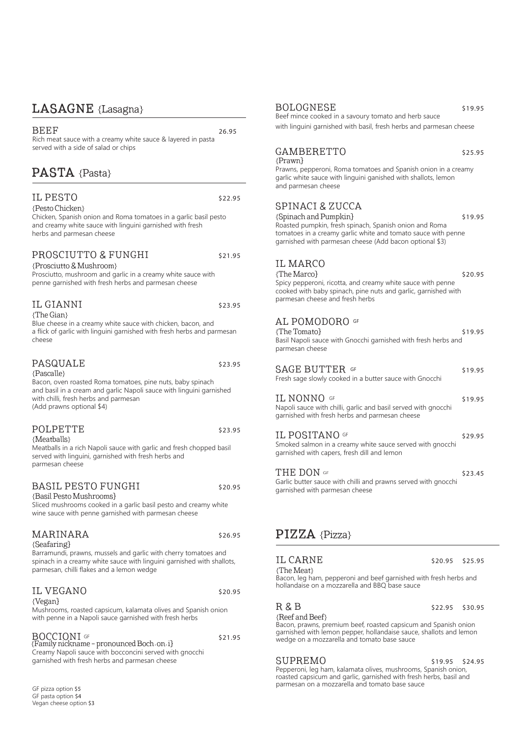## LASAGNE {Lasagna}

### BEEF 26.95

Rich meat sauce with a creamy white sauce & layered in pasta served with a side of salad or chips

## PASTA {Pasta}

### IL PESTO $22.95

{Pesto Chicken}

Chicken, Spanish onion and Roma tomatoes in a garlic basil pesto and creamy white sauce with linguini garnished with fresh herbs and parmesan cheese

### PROSCIUTTO & FUNGHI $21.95

{Prosciutto & Mushroom}

Prosciutto, mushroom and garlic in a creamy white sauce with penne garnished with fresh herbs and parmesan cheese

### IL GIANNI $23.95

{The Gian}

Blue cheese in a creamy white sauce with chicken, bacon, and a flick of garlic with linguini garnished with fresh herbs and parmesan cheese

### PASQUALE $23.95

{Pascalle}

Bacon, oven roasted Roma tomatoes, pine nuts, baby spinach and basil in a cream and garlic Napoli sauce with linguini garnished with chilli, fresh herbs and parmesan
(Add prawns optional $4)

### POLPETTE $23.95

{Meatballs}

Meatballs in a rich Napoli sauce with garlic and fresh chopped basil served with linguini, garnished with fresh herbs and parmesan cheese

### BASIL PESTO FUNGHI $20.95

{Basil Pesto Mushrooms}

Sliced mushrooms cooked in a garlic basil pesto and creamy white wine sauce with penne garnished with parmesan cheese

### MARINARA $26.95

{Seafaring}

Barramundi, prawns, mussels and garlic with cherry tomatoes and spinach in a creamy white sauce with linguini garnished with shallots, parmesan, chilli flakes and a lemon wedge

### IL VEGANO $20.95

{Vegan}

Mushrooms, roasted capsicum, kalamata olives and Spanish onion with penne in a Napoli sauce garnished with fresh herbs

### BOCCIONI GF $21.95

{Family nickname – pronounced Boch.on.i}

Creamy Napoli sauce with bocconcini served with gnocchi garnished with fresh herbs and parmesan cheese

GF pizza option $5
GF pasta option $4
Vegan cheese option $3

### BOLOGNESE $19.95

Beef mince cooked in a savoury tomato and herb sauce with linguini garnished with basil, fresh herbs and parmesan cheese

### GAMBERETTO $25.95

{Prawn}

Prawns, pepperoni, Roma tomatoes and Spanish onion in a creamy garlic white sauce with linguini ganished with shallots, lemon and parmesan cheese

### SPINACI & ZUCCA $19.95

{Spinach and Pumpkin}

Roasted pumpkin, fresh spinach, Spanish onion and Roma tomatoes in a creamy garlic white and tomato sauce with penne garnished with parmesan cheese (Add bacon optional $3)

### IL MARCO $20.95

{The Marco}

Spicy pepperoni, ricotta, and creamy white sauce with penne cooked with baby spinach, pine nuts and garlic, garnished with parmesan cheese and fresh herbs

### AL POMODORO GF $19.95

{The Tomato}

Basil Napoli sauce with Gnocchi garnished with fresh herbs and parmesan cheese

### SAGE BUTTER GF $19.95

Fresh sage slowly cooked in a butter sauce with Gnocchi

### IL NONNO GF $19.95

Napoli sauce with chilli, garlic and basil served with gnocchi garnished with fresh herbs and parmesan cheese

### IL POSITANO GF $29.95

Smoked salmon in a creamy white sauce served with gnocchi garnished with capers, fresh dill and lemon

### THE DON GF $23.45

Garlic butter sauce with chilli and prawns served with gnocchi garnished with parmesan cheese

## PIZZA {Pizza}

### IL CARNE $20.95 $25.95

{The Meat}

Bacon, leg ham, pepperoni and beef garnished with fresh herbs and hollandaise on a mozzarella and BBQ base sauce

### R & B $22.95 $30.95

{Reef and Beef}

Bacon, prawns, premium beef, roasted capsicum and Spanish onion garnished with lemon pepper, hollandaise sauce, shallots and lemon wedge on a mozzarella and tomato base sauce

### SUPREMO $19.95 $24.95

Pepperoni, leg ham, kalamata olives, mushrooms, Spanish onion, roasted capsicum and garlic, garnished with fresh herbs, basil and parmesan on a mozzarella and tomato base sauce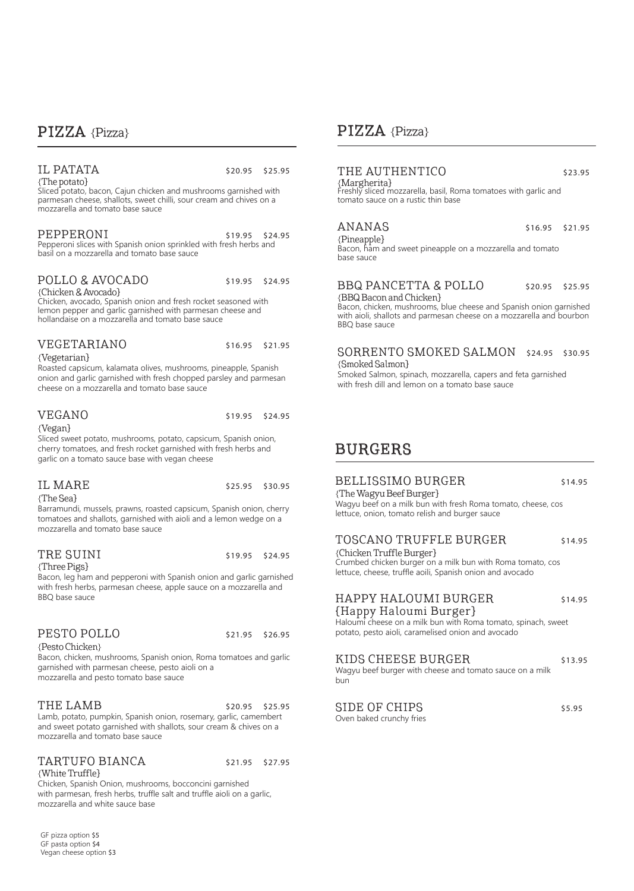## PIZZA {Pizza}

### IL PATATA — $20.95 $25.95

{The potato}
Sliced potato, bacon, Cajun chicken and mushrooms garnished with parmesan cheese, shallots, sweet chilli, sour cream and chives on a mozzarella and tomato base sauce

### PEPPERONI — $19.95 $24.95

Pepperoni slices with Spanish onion sprinkled with fresh herbs and basil on a mozzarella and tomato base sauce

### POLLO & AVOCADO — $19.95 $24.95

{Chicken & Avocado}
Chicken, avocado, Spanish onion and fresh rocket seasoned with lemon pepper and garlic garnished with parmesan cheese and hollandaise on a mozzarella and tomato base sauce

### VEGETARIANO — $16.95 $21.95

{Vegetarian}
Roasted capsicum, kalamata olives, mushrooms, pineapple, Spanish onion and garlic garnished with fresh chopped parsley and parmesan cheese on a mozzarella and tomato base sauce

### VEGANO — $19.95 $24.95

{Vegan}
Sliced sweet potato, mushrooms, potato, capsicum, Spanish onion, cherry tomatoes, and fresh rocket garnished with fresh herbs and garlic on a tomato sauce base with vegan cheese

### IL MARE — $25.95 $30.95

{The Sea}
Barramundi, mussels, prawns, roasted capsicum, Spanish onion, cherry tomatoes and shallots, garnished with aioli and a lemon wedge on a mozzarella and tomato base sauce

### TRE SUINI — $19.95 $24.95

{Three Pigs}
Bacon, leg ham and pepperoni with Spanish onion and garlic garnished with fresh herbs, parmesan cheese, apple sauce on a mozzarella and BBQ base sauce

### PESTO POLLO — $21.95 $26.95

{Pesto Chicken}
Bacon, chicken, mushrooms, Spanish onion, Roma tomatoes and garlic garnished with parmesan cheese, pesto aioli on a mozzarella and pesto tomato base sauce

### THE LAMB — $20.95 $25.95

Lamb, potato, pumpkin, Spanish onion, rosemary, garlic, camembert and sweet potato garnished with shallots, sour cream & chives on a mozzarella and tomato base sauce

### TARTUFO BIANCA — $21.95 $27.95

{White Truffle}
Chicken, Spanish Onion, mushrooms, bocconcini garnished with parmesan, fresh herbs, truffle salt and truffle aioli on a garlic, mozzarella and white sauce base

GF pizza option $5
GF pasta option $4
Vegan cheese option $3

## PIZZA {Pizza}

### THE AUTHENTICO — $23.95

{Margherita}
Freshly sliced mozzarella, basil, Roma tomatoes with garlic and tomato sauce on a rustic thin base

### ANANAS — $16.95 $21.95

{Pineapple}
Bacon, ham and sweet pineapple on a mozzarella and tomato base sauce

### BBQ PANCETTA & POLLO — $20.95 $25.95

{BBQ Bacon and Chicken}
Bacon, chicken, mushrooms, blue cheese and Spanish onion garnished with aioli, shallots and parmesan cheese on a mozzarella and bourbon BBQ base sauce

### SORRENTO SMOKED SALMON — $24.95 $30.95

{Smoked Salmon}
Smoked Salmon, spinach, mozzarella, capers and feta garnished with fresh dill and lemon on a tomato base sauce

## BURGERS

### BELLISSIMO BURGER — $14.95

{The Wagyu Beef Burger}
Wagyu beef on a milk bun with fresh Roma tomato, cheese, cos lettuce, onion, tomato relish and burger sauce

### TOSCANO TRUFFLE BURGER — $14.95

{Chicken Truffle Burger}
Crumbed chicken burger on a milk bun with Roma tomato, cos lettuce, cheese, truffle aoili, Spanish onion and avocado

### HAPPY HALOUMI BURGER — $14.95

{Happy Haloumi Burger}
Haloumi cheese on a milk bun with Roma tomato, spinach, sweet potato, pesto aioli, caramelised onion and avocado

### KIDS CHEESE BURGER — $13.95

Wagyu beef burger with cheese and tomato sauce on a milk bun

### SIDE OF CHIPS — $5.95

Oven baked crunchy fries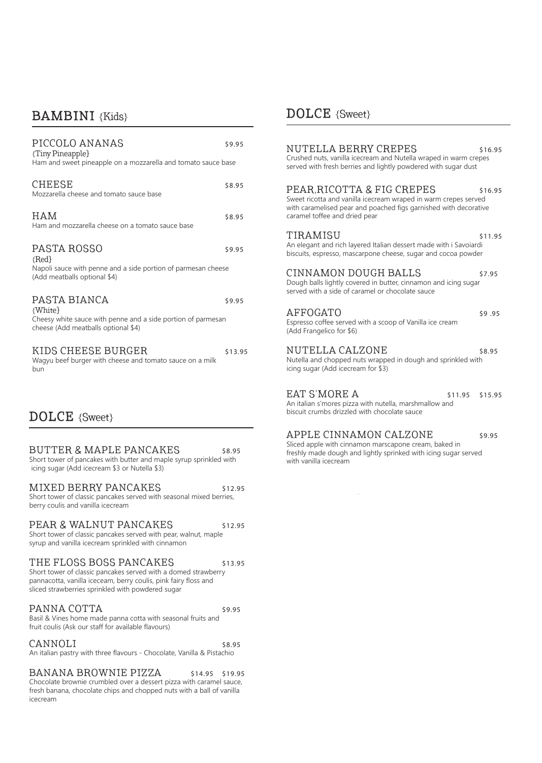## BAMBINI {Kids}

### PICCOLO ANANAS — $9.95
{Tiny Pineapple}
Ham and sweet pineapple on a mozzarella and tomato sauce base

### CHEESE — $8.95
Mozzarella cheese and tomato sauce base

### HAM — $8.95
Ham and mozzarella cheese on a tomato sauce base

### PASTA ROSSO — $9.95
{Red}
Napoli sauce with penne and a side portion of parmesan cheese (Add meatballs optional $4)

### PASTA BIANCA — $9.95
{White}
Cheesy white sauce with penne and a side portion of parmesan cheese (Add meatballs optional $4)

### KIDS CHEESE BURGER — $13.95
Wagyu beef burger with cheese and tomato sauce on a milk bun

## DOLCE {Sweet}

### BUTTER & MAPLE PANCAKES — $8.95
Short tower of pancakes with butter and maple syrup sprinkled with icing sugar (Add icecream $3 or Nutella $3)

### MIXED BERRY PANCAKES — $12.95
Short tower of classic pancakes served with seasonal mixed berries, berry coulis and vanilla icecream

### PEAR & WALNUT PANCAKES — $12.95
Short tower of classic pancakes served with pear, walnut, maple syrup and vanilla icecream sprinkled with cinnamon

### THE FLOSS BOSS PANCAKES — $13.95
Short tower of classic pancakes served with a domed strawberry pannacotta, vanilla iceceam, berry coulis, pink fairy floss and sliced strawberries sprinkled with powdered sugar

### PANNA COTTA — $9.95
Basil & Vines home made panna cotta with seasonal fruits and fruit coulis (Ask our staff for available flavours)

### CANNOLI — $8.95
An italian pastry with three flavours - Chocolate, Vanilla & Pistachio

### BANANA BROWNIE PIZZA — $14.95 $19.95
Chocolate brownie crumbled over a dessert pizza with caramel sauce, fresh banana, chocolate chips and chopped nuts with a ball of vanilla icecream

## DOLCE {Sweet}

### NUTELLA BERRY CREPES — $16.95
Crushed nuts, vanilla icecream and Nutella wraped in warm crepes served with fresh berries and lightly powdered with sugar dust

### PEAR,RICOTTA & FIG CREPES — $16.95
Sweet ricotta and vanilla icecream wraped in warm crepes served with caramelised pear and poached figs garnished with decorative caramel toffee and dried pear

### TIRAMISU — $11.95
An elegant and rich layered Italian dessert made with i Savoiardi biscuits, espresso, mascarpone cheese, sugar and cocoa powder

### CINNAMON DOUGH BALLS — $7.95
Dough balls lightly covered in butter, cinnamon and icing sugar served with a side of caramel or chocolate sauce

### AFFOGATO — $9 .95
Espresso coffee served with a scoop of Vanilla ice cream (Add Frangelico for $6)

### NUTELLA CALZONE — $8.95
Nutella and chopped nuts wrapped in dough and sprinkled with icing sugar (Add icecream for $3)

### EAT S'MORE A — $11.95 $15.95
An italian s'mores pizza with nutella, marshmallow and biscuit crumbs drizzled with chocolate sauce

### APPLE CINNAMON CALZONE — $9.95
Sliced apple with cinnamon marscapone cream, baked in freshly made dough and lightly sprinked with icing sugar served with vanilla icecream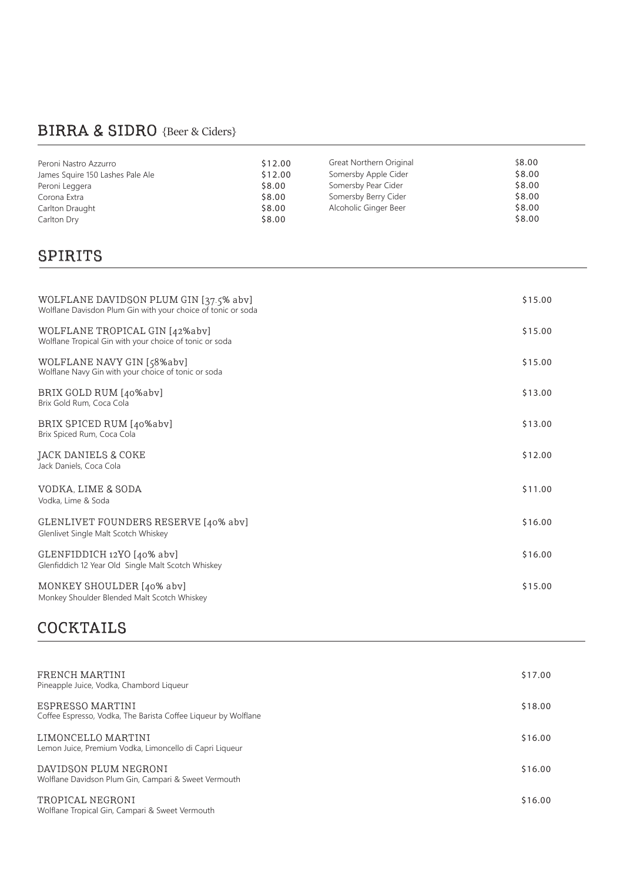## BIRRA & SIDRO {Beer & Ciders}

| | | | |
|---|---|---|---|
| Peroni Nastro Azzurro | $12.00 | Great Northern Original | $8.00 |
| James Squire 150 Lashes Pale Ale | $12.00 | Somersby Apple Cider | $8.00 |
| Peroni Leggera | $8.00 | Somersby Pear Cider | $8.00 |
| Corona Extra | $8.00 | Somersby Berry Cider | $8.00 |
| Carlton Draught | $8.00 | Alcoholic Ginger Beer | $8.00 |
| Carlton Dry | $8.00 | | $8.00 |

## SPIRITS

WOLFLANE DAVIDSON PLUM GIN [37.5% abv] — $15.00
Wolflane Davisdon Plum Gin with your choice of tonic or soda

WOLFLANE TROPICAL GIN [42%abv] — $15.00
Wolflane Tropical Gin with your choice of tonic or soda

WOLFLANE NAVY GIN [58%abv] — $15.00
Wolflane Navy Gin with your choice of tonic or soda

BRIX GOLD RUM [40%abv] — $13.00
Brix Gold Rum, Coca Cola

BRIX SPICED RUM [40%abv] — $13.00
Brix Spiced Rum, Coca Cola

JACK DANIELS & COKE — $12.00
Jack Daniels, Coca Cola

VODKA, LIME & SODA — $11.00
Vodka, Lime & Soda

GLENLIVET FOUNDERS RESERVE [40% abv] — $16.00
Glenlivet Single Malt Scotch Whiskey

GLENFIDDICH 12YO [40% abv] — $16.00
Glenfiddich 12 Year Old Single Malt Scotch Whiskey

MONKEY SHOULDER [40% abv] — $15.00
Monkey Shoulder Blended Malt Scotch Whiskey

## COCKTAILS

FRENCH MARTINI — $17.00
Pineapple Juice, Vodka, Chambord Liqueur

ESPRESSO MARTINI — $18.00
Coffee Espresso, Vodka, The Barista Coffee Liqueur by Wolflane

LIMONCELLO MARTINI — $16.00
Lemon Juice, Premium Vodka, Limoncello di Capri Liqueur

DAVIDSON PLUM NEGRONI — $16.00
Wolflane Davidson Plum Gin, Campari & Sweet Vermouth

TROPICAL NEGRONI — $16.00
Wolflane Tropical Gin, Campari & Sweet Vermouth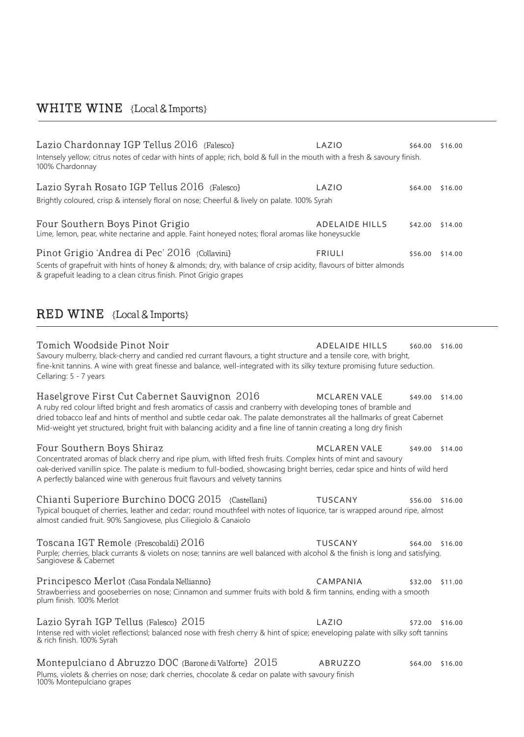## WHITE WINE {Local & Imports}

**Lazio Chardonnay IGP Tellus 2016** {Falesco} — LAZIO — $64.00 — $16.00

Intensely yellow; citrus notes of cedar with hints of apple; rich, bold & full in the mouth with a fresh & savoury finish. 100% Chardonnay

**Lazio Syrah Rosato IGP Tellus 2016** {Falesco} — LAZIO — $64.00 — $16.00

Brightly coloured, crisp & intensely floral on nose; Cheerful & lively on palate. 100% Syrah

**Four Southern Boys Pinot Grigio** — ADELAIDE HILLS — $42.00 — $14.00

Lime, lemon, pear, white nectarine and apple. Faint honeyed notes; floral aromas like honeysuckle

**Pinot Grigio 'Andrea di Pec' 2016** {Collavini} — FRIULI — $56.00 — $14.00

Scents of grapefruit with hints of honey & almonds; dry, with balance of crsip acidity, flavours of bitter almonds & grapefuit leading to a clean citrus finish. Pinot Grigio grapes

## RED WINE {Local & Imports}

**Tomich Woodside Pinot Noir** — ADELAIDE HILLS — $60.00 — $16.00

Savoury mulberry, black-cherry and candied red currant flavours, a tight structure and a tensile core, with bright, fine-knit tannins. A wine with great finesse and balance, well-integrated with its silky texture promising future seduction. Cellaring: 5 - 7 years

**Haselgrove First Cut Cabernet Sauvignon 2016** — MCLAREN VALE — $49.00 — $14.00

A ruby red colour lifted bright and fresh aromatics of cassis and cranberry with developing tones of bramble and dried tobacco leaf and hints of menthol and subtle cedar oak. The palate demonstrates all the hallmarks of great Cabernet Mid-weight yet structured, bright fruit with balancing acidity and a fine line of tannin creating a long dry finish

**Four Southern Boys Shiraz** — MCLAREN VALE — $49.00 — $14.00

Concentrated aromas of black cherry and ripe plum, with lifted fresh fruits. Complex hints of mint and savoury oak-derived vanillin spice. The palate is medium to full-bodied, showcasing bright berries, cedar spice and hints of wild herd A perfectly balanced wine with generous fruit flavours and velvety tannins

**Chianti Superiore Burchino DOCG 2015** {Castellani} — TUSCANY — $56.00 — $16.00

Typical bouquet of cherries, leather and cedar; round mouthfeel with notes of liquorice, tar is wrapped around ripe, almost almost candied fruit. 90% Sangiovese, plus Ciliegiolo & Canaiolo

**Toscana IGT Remole** {Frescobaldi} **2016** — TUSCANY — $64.00 — $16.00

Purple; cherries, black currants & violets on nose; tannins are well balanced with alcohol & the finish is long and satisfying. Sangiovese & Cabernet

**Principesco Merlot** {Casa Fondala Nellianno} — CAMPANIA — $32.00 — $11.00

Strawberriess and gooseberries on nose; Cinnamon and summer fruits with bold & firm tannins, ending with a smooth plum finish. 100% Merlot

**Lazio Syrah IGP Tellus** {Falesco} **2015** — LAZIO — $72.00 — $16.00

Intense red with violet reflectionsl; balanced nose with fresh cherry & hint of spice; eneveloping palate with silky soft tannins & rich finish. 100% Syrah

**Montepulciano d Abruzzo DOC** {Barone di Valforte} **2015** — ABRUZZO — $64.00 — $16.00

Plums, violets & cherries on nose; dark cherries, chocolate & cedar on palate with savoury finish 100% Montepulciano grapes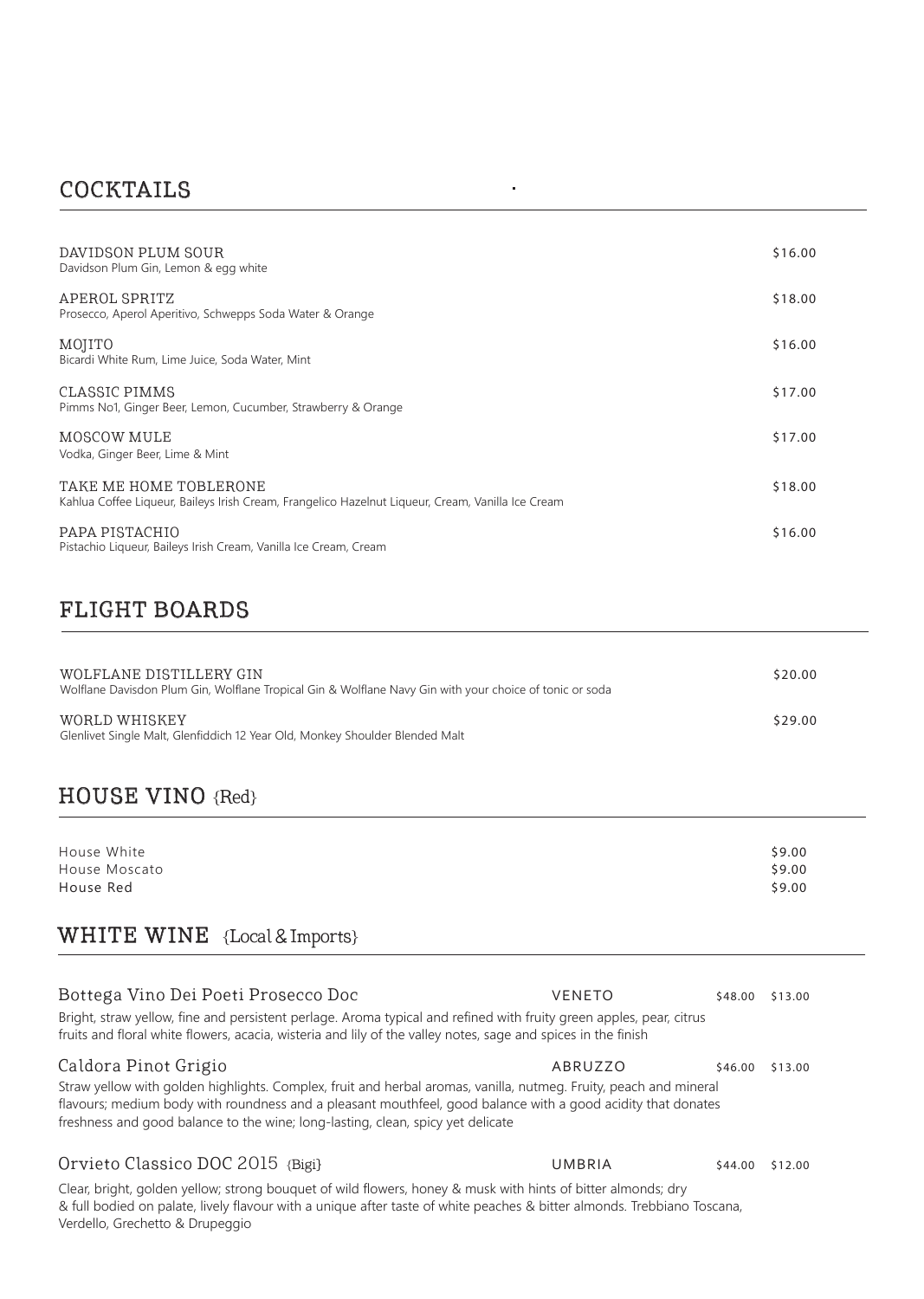## COCKTAILS

| | |
|---|---|
| DAVIDSON PLUM SOUR<br>Davidson Plum Gin, Lemon & egg white | $16.00 |
| APEROL SPRITZ<br>Prosecco, Aperol Aperitivo, Schwepps Soda Water & Orange | $18.00 |
| MOJITO<br>Bicardi White Rum, Lime Juice, Soda Water, Mint | $16.00 |
| CLASSIC PIMMS<br>Pimms No1, Ginger Beer, Lemon, Cucumber, Strawberry & Orange | $17.00 |
| MOSCOW MULE<br>Vodka, Ginger Beer, Lime & Mint | $17.00 |
| TAKE ME HOME TOBLERONE<br>Kahlua Coffee Liqueur, Baileys Irish Cream, Frangelico Hazelnut Liqueur, Cream, Vanilla Ice Cream | $18.00 |
| PAPA PISTACHIO<br>Pistachio Liqueur, Baileys Irish Cream, Vanilla Ice Cream, Cream | $16.00 |

## FLIGHT BOARDS

| | |
|---|---|
| WOLFLANE DISTILLERY GIN<br>Wolflane Davisdon Plum Gin, Wolflane Tropical Gin & Wolflane Navy Gin with your choice of tonic or soda | $20.00 |
| WORLD WHISKEY<br>Glenlivet Single Malt, Glenfiddich 12 Year Old, Monkey Shoulder Blended Malt | $29.00 |

## HOUSE VINO {Red}

| | |
|---|---|
| House White | $9.00 |
| House Moscato | $9.00 |
| House Red | $9.00 |

## WHITE WINE {Local & Imports}

| | | | |
|---|---|---|---|
| Bottega Vino Dei Poeti Prosecco Doc | VENETO | $48.00 | $13.00 |

Bright, straw yellow, fine and persistent perlage. Aroma typical and refined with fruity green apples, pear, citrus fruits and floral white flowers, acacia, wisteria and lily of the valley notes, sage and spices in the finish

| | | | |
|---|---|---|---|
| Caldora Pinot Grigio | ABRUZZO | $46.00 | $13.00 |

Straw yellow with golden highlights. Complex, fruit and herbal aromas, vanilla, nutmeg. Fruity, peach and mineral flavours; medium body with roundness and a pleasant mouthfeel, good balance with a good acidity that donates freshness and good balance to the wine; long-lasting, clean, spicy yet delicate

| | | | |
|---|---|---|---|
| Orvieto Classico DOC 2015 {Bigi} | UMBRIA | $44.00 | $12.00 |

Clear, bright, golden yellow; strong bouquet of wild flowers, honey & musk with hints of bitter almonds; dry & full bodied on palate, lively flavour with a unique after taste of white peaches & bitter almonds. Trebbiano Toscana, Verdello, Grechetto & Drupeggio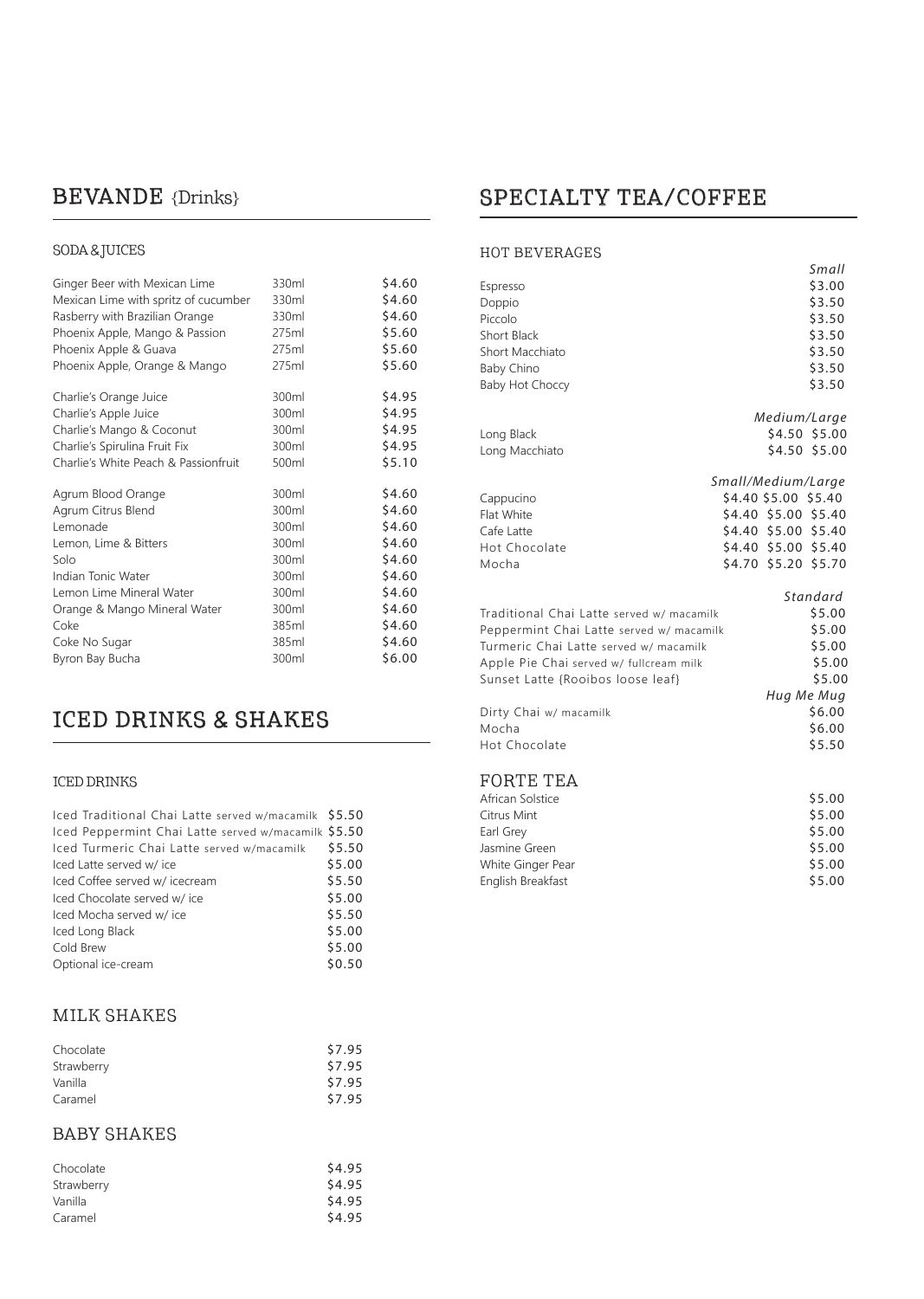## BEVANDE {Drinks}

### SODA & JUICES

| | | |
|---|---|---|
| Ginger Beer with Mexican Lime | 330ml | $4.60 |
| Mexican Lime with spritz of cucumber | 330ml | $4.60 |
| Rasberry with Brazilian Orange | 330ml | $4.60 |
| Phoenix Apple, Mango & Passion | 275ml | $5.60 |
| Phoenix Apple & Guava | 275ml | $5.60 |
| Phoenix Apple, Orange & Mango | 275ml | $5.60 |
| Charlie's Orange Juice | 300ml | $4.95 |
| Charlie's Apple Juice | 300ml | $4.95 |
| Charlie's Mango & Coconut | 300ml | $4.95 |
| Charlie's Spirulina Fruit Fix | 300ml | $4.95 |
| Charlie's White Peach & Passionfruit | 500ml | $5.10 |
| Agrum Blood Orange | 300ml | $4.60 |
| Agrum Citrus Blend | 300ml | $4.60 |
| Lemonade | 300ml | $4.60 |
| Lemon, Lime & Bitters | 300ml | $4.60 |
| Solo | 300ml | $4.60 |
| Indian Tonic Water | 300ml | $4.60 |
| Lemon Lime Mineral Water | 300ml | $4.60 |
| Orange & Mango Mineral Water | 300ml | $4.60 |
| Coke | 385ml | $4.60 |
| Coke No Sugar | 385ml | $4.60 |
| Byron Bay Bucha | 300ml | $6.00 |

## ICED DRINKS & SHAKES

### ICED DRINKS

| | |
|---|---|
| Iced Traditional Chai Latte served w/macamilk | $5.50 |
| Iced Peppermint Chai Latte served w/macamilk | $5.50 |
| Iced Turmeric Chai Latte served w/macamilk | $5.50 |
| Iced Latte served w/ ice | $5.00 |
| Iced Coffee served w/ icecream | $5.50 |
| Iced Chocolate served w/ ice | $5.00 |
| Iced Mocha served w/ ice | $5.50 |
| Iced Long Black | $5.00 |
| Cold Brew | $5.00 |
| Optional ice-cream | $0.50 |

### MILK SHAKES

| | |
|---|---|
| Chocolate | $7.95 |
| Strawberry | $7.95 |
| Vanilla | $7.95 |
| Caramel | $7.95 |

### BABY SHAKES

| | |
|---|---|
| Chocolate | $4.95 |
| Strawberry | $4.95 |
| Vanilla | $4.95 |
| Caramel | $4.95 |

## SPECIALTY TEA/COFFEE

### HOT BEVERAGES

| | *Small* |
|---|---|
| Espresso | $3.00 |
| Doppio | $3.50 |
| Piccolo | $3.50 |
| Short Black | $3.50 |
| Short Macchiato | $3.50 |
| Baby Chino | $3.50 |
| Baby Hot Choccy | $3.50 |

| | *Medium* | *Large* |
|---|---|---|
| Long Black | $4.50 | $5.00 |
| Long Macchiato | $4.50 | $5.00 |

| | *Small* | *Medium* | *Large* |
|---|---|---|---|
| Cappucino | $4.40 | $5.00 | $5.40 |
| Flat White | $4.40 | $5.00 | $5.40 |
| Cafe Latte | $4.40 | $5.00 | $5.40 |
| Hot Chocolate | $4.40 | $5.00 | $5.40 |
| Mocha | $4.70 | $5.20 | $5.70 |

| | *Standard* |
|---|---|
| Traditional Chai Latte served w/ macamilk | $5.00 |
| Peppermint Chai Latte served w/ macamilk | $5.00 |
| Turmeric Chai Latte served w/ macamilk | $5.00 |
| Apple Pie Chai served w/ fullcream milk | $5.00 |
| Sunset Latte {Rooibos loose leaf} | $5.00 |

| | *Hug Me Mug* |
|---|---|
| Dirty Chai w/ macamilk | $6.00 |
| Mocha | $6.00 |
| Hot Chocolate | $5.50 |

### FORTE TEA

| | |
|---|---|
| African Solstice | $5.00 |
| Citrus Mint | $5.00 |
| Earl Grey | $5.00 |
| Jasmine Green | $5.00 |
| White Ginger Pear | $5.00 |
| English Breakfast | $5.00 |